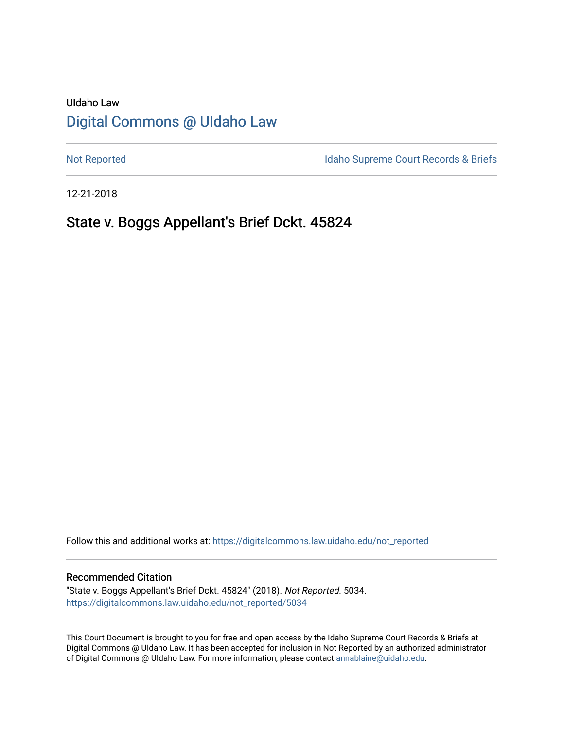UIdaho Law

# Digital Commons @ UIdaho Law

Not Reported

Idaho Supreme Court Records & Briefs

12-21-2018

## State v. Boggs Appellant's Brief Dckt. 45824

Follow this and additional works at: https://digitalcommons.law.uidaho.edu/not_reported

### Recommended Citation

"State v. Boggs Appellant's Brief Dckt. 45824" (2018). *Not Reported*. 5034.
https://digitalcommons.law.uidaho.edu/not_reported/5034

This Court Document is brought to you for free and open access by the Idaho Supreme Court Records & Briefs at Digital Commons @ UIdaho Law. It has been accepted for inclusion in Not Reported by an authorized administrator of Digital Commons @ UIdaho Law. For more information, please contact annablaine@uidaho.edu.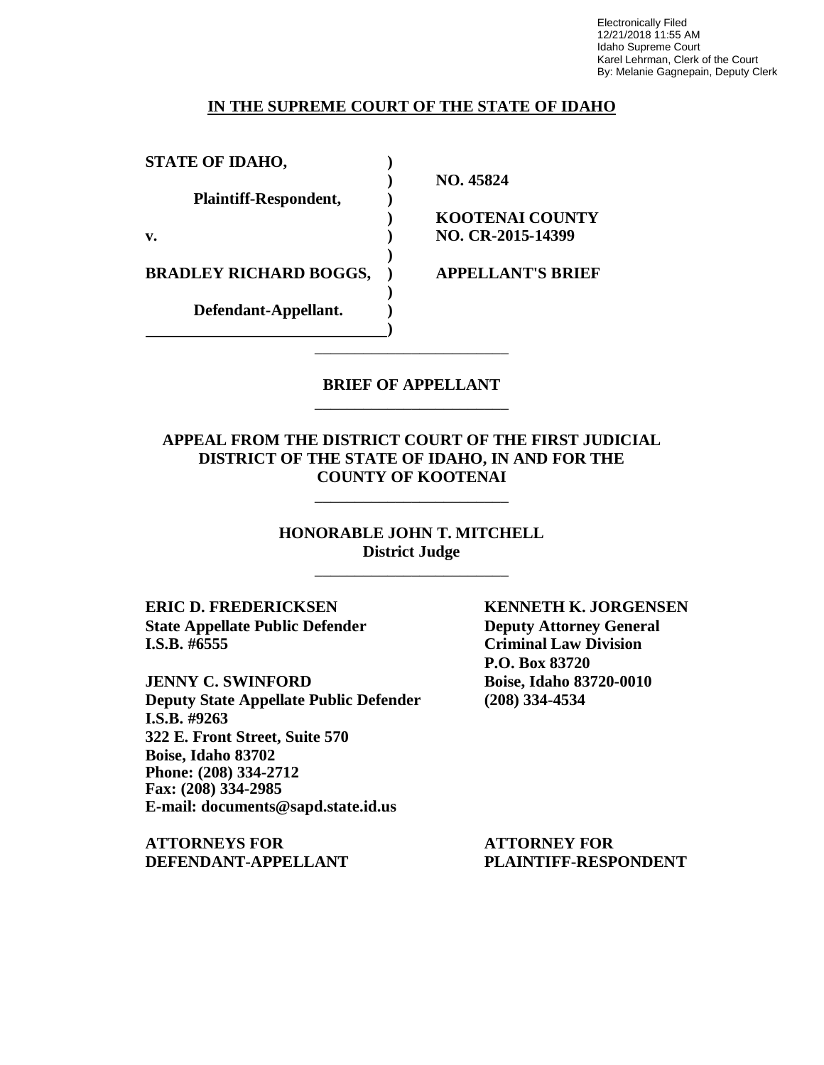Electronically Filed
12/21/2018 11:55 AM
Idaho Supreme Court
Karel Lehrman, Clerk of the Court
By: Melanie Gagnepain, Deputy Clerk

**IN THE SUPREME COURT OF THE STATE OF IDAHO**

| | | |
|---|---|---|
| **STATE OF IDAHO,** | **)** | |
| | **)** | **NO. 45824** |
| **Plaintiff-Respondent,** | **)** | |
| | **)** | **KOOTENAI COUNTY** |
| **v.** | **)** | **NO. CR-2015-14399** |
| | **)** | |
| **BRADLEY RICHARD BOGGS,** | **)** | **APPELLANT'S BRIEF** |
| | **)** | |
| **Defendant-Appellant.** | **)** | |
| | **)** | |

---

**BRIEF OF APPELLANT**

---

**APPEAL FROM THE DISTRICT COURT OF THE FIRST JUDICIAL DISTRICT OF THE STATE OF IDAHO, IN AND FOR THE COUNTY OF KOOTENAI**

---

**HONORABLE JOHN T. MITCHELL**
**District Judge**

---

| | |
|---|---|
| **ERIC D. FREDERICKSEN** | **KENNETH K. JORGENSEN** |
| **State Appellate Public Defender** | **Deputy Attorney General** |
| **I.S.B. #6555** | **Criminal Law Division** |
| | **P.O. Box 83720** |
| **JENNY C. SWINFORD** | **Boise, Idaho 83720-0010** |
| **Deputy State Appellate Public Defender** | **(208) 334-4534** |
| **I.S.B. #9263** | |
| **322 E. Front Street, Suite 570** | |
| **Boise, Idaho 83702** | |
| **Phone: (208) 334-2712** | |
| **Fax: (208) 334-2985** | |
| **E-mail: documents@sapd.state.id.us** | |
| | |
| **ATTORNEYS FOR DEFENDANT-APPELLANT** | **ATTORNEY FOR PLAINTIFF-RESPONDENT** |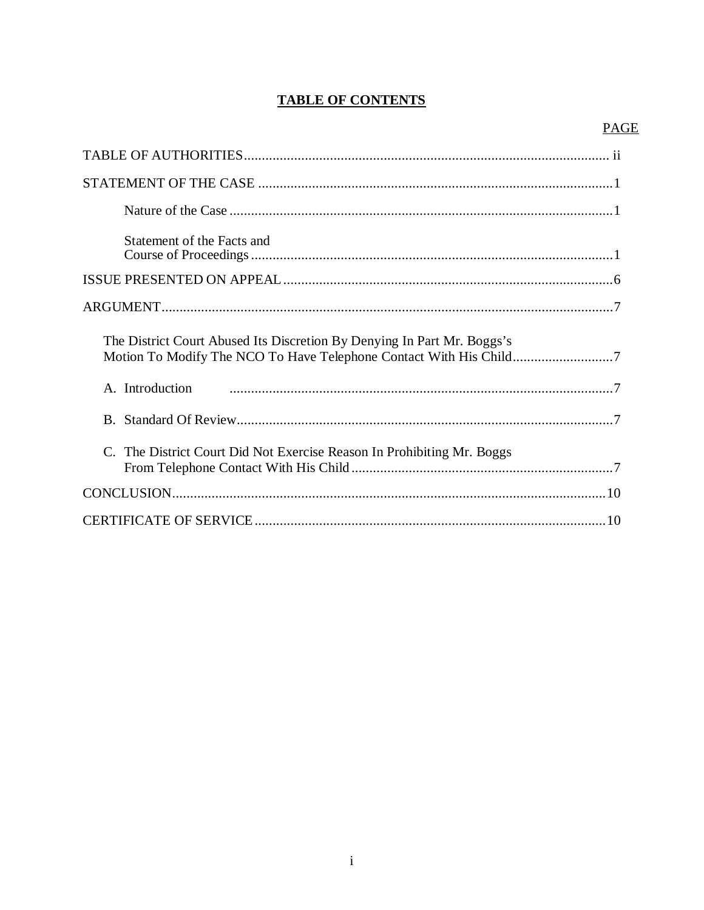# TABLE OF CONTENTS

| | PAGE |
|---|---|
| TABLE OF AUTHORITIES | ii |
| STATEMENT OF THE CASE | 1 |
| Nature of the Case | 1 |
| Statement of the Facts and Course of Proceedings | 1 |
| ISSUE PRESENTED ON APPEAL | 6 |
| ARGUMENT | 7 |
| The District Court Abused Its Discretion By Denying In Part Mr. Boggs's Motion To Modify The NCO To Have Telephone Contact With His Child | 7 |
| A. Introduction | 7 |
| B. Standard Of Review | 7 |
| C. The District Court Did Not Exercise Reason In Prohibiting Mr. Boggs From Telephone Contact With His Child | 7 |
| CONCLUSION | 10 |
| CERTIFICATE OF SERVICE | 10 |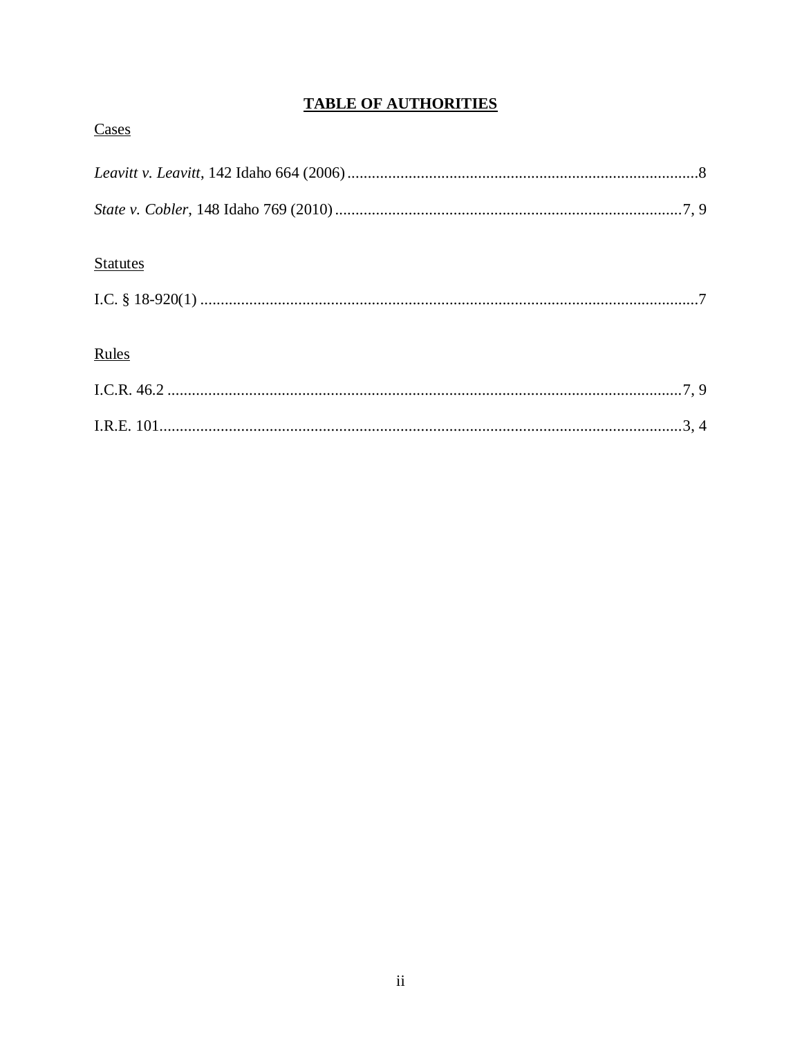# TABLE OF AUTHORITIES

## Cases

*Leavitt v. Leavitt*, 142 Idaho 664 (2006) .......................................................................................8

*State v. Cobler*, 148 Idaho 769 (2010) .......................................................................................7, 9

## Statutes

I.C. § 18-920(1) ...........................................................................................................................7

## Rules

I.C.R. 46.2 ...............................................................................................................................7, 9

I.R.E. 101..................................................................................................................................3, 4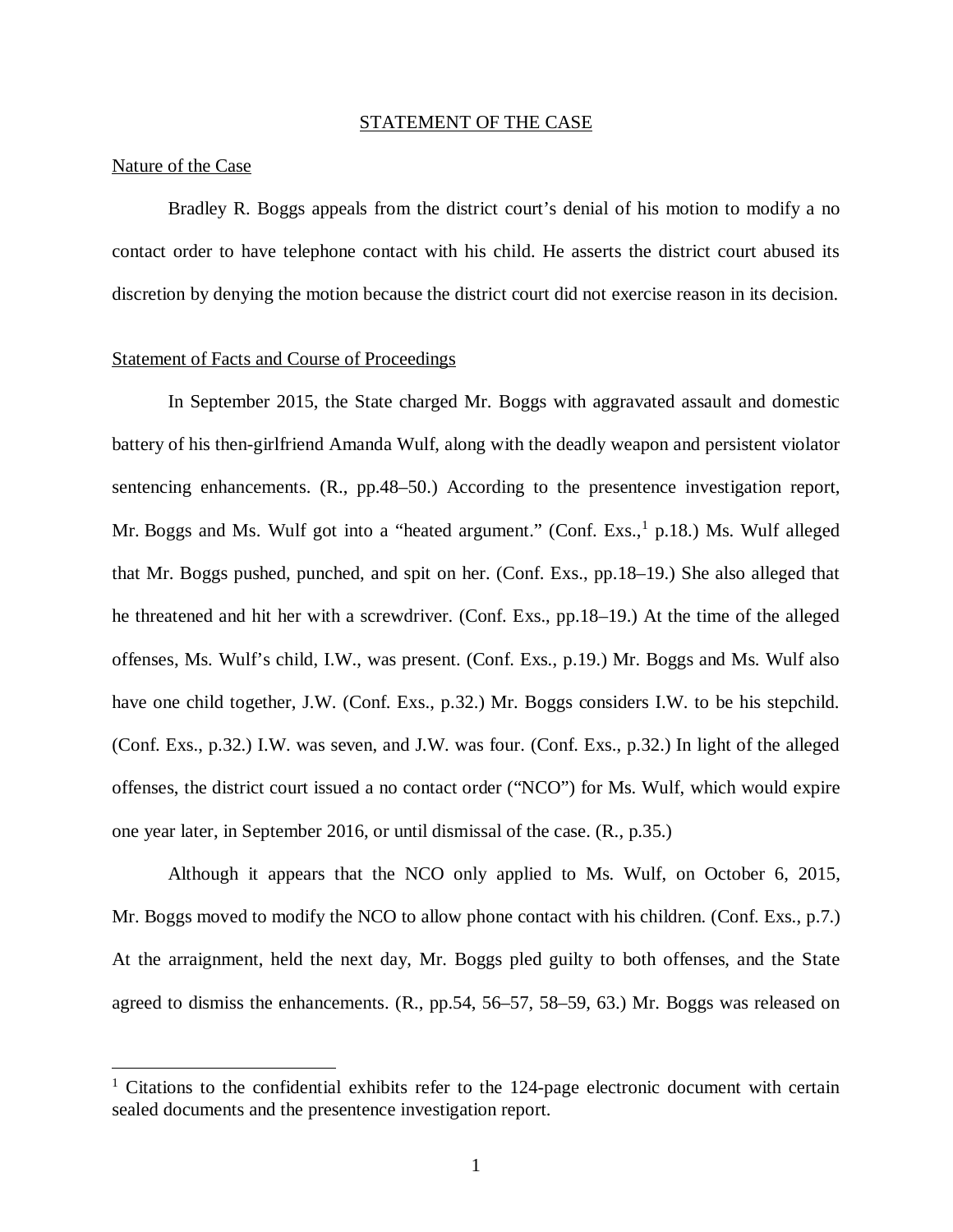## STATEMENT OF THE CASE

### Nature of the Case

Bradley R. Boggs appeals from the district court's denial of his motion to modify a no contact order to have telephone contact with his child. He asserts the district court abused its discretion by denying the motion because the district court did not exercise reason in its decision.

### Statement of Facts and Course of Proceedings

In September 2015, the State charged Mr. Boggs with aggravated assault and domestic battery of his then-girlfriend Amanda Wulf, along with the deadly weapon and persistent violator sentencing enhancements. (R., pp.48–50.) According to the presentence investigation report, Mr. Boggs and Ms. Wulf got into a "heated argument." (Conf. Exs.,[1] p.18.) Ms. Wulf alleged that Mr. Boggs pushed, punched, and spit on her. (Conf. Exs., pp.18–19.) She also alleged that he threatened and hit her with a screwdriver. (Conf. Exs., pp.18–19.) At the time of the alleged offenses, Ms. Wulf's child, I.W., was present. (Conf. Exs., p.19.) Mr. Boggs and Ms. Wulf also have one child together, J.W. (Conf. Exs., p.32.) Mr. Boggs considers I.W. to be his stepchild. (Conf. Exs., p.32.) I.W. was seven, and J.W. was four. (Conf. Exs., p.32.) In light of the alleged offenses, the district court issued a no contact order ("NCO") for Ms. Wulf, which would expire one year later, in September 2016, or until dismissal of the case. (R., p.35.)

Although it appears that the NCO only applied to Ms. Wulf, on October 6, 2015, Mr. Boggs moved to modify the NCO to allow phone contact with his children. (Conf. Exs., p.7.) At the arraignment, held the next day, Mr. Boggs pled guilty to both offenses, and the State agreed to dismiss the enhancements. (R., pp.54, 56–57, 58–59, 63.) Mr. Boggs was released on

[1] Citations to the confidential exhibits refer to the 124-page electronic document with certain sealed documents and the presentence investigation report.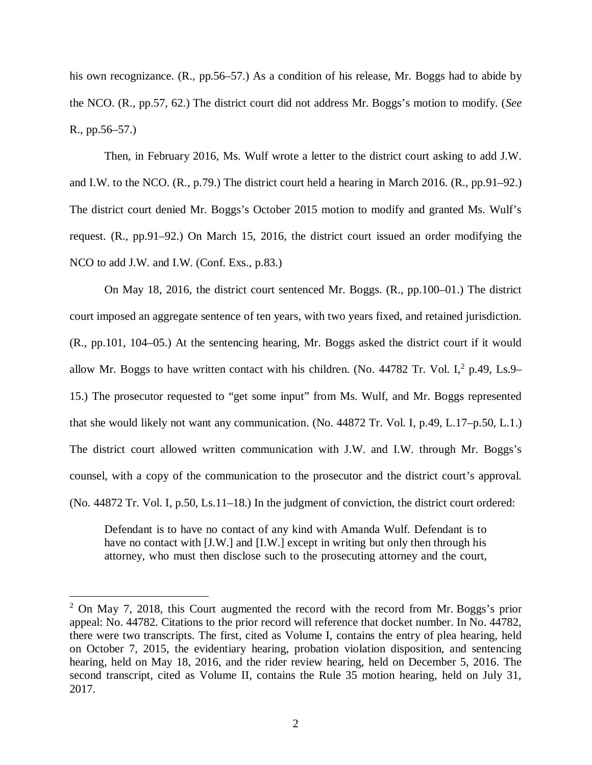his own recognizance. (R., pp.56–57.) As a condition of his release, Mr. Boggs had to abide by the NCO. (R., pp.57, 62.) The district court did not address Mr. Boggs's motion to modify. (*See* R., pp.56–57.)

Then, in February 2016, Ms. Wulf wrote a letter to the district court asking to add J.W. and I.W. to the NCO. (R., p.79.) The district court held a hearing in March 2016. (R., pp.91–92.) The district court denied Mr. Boggs's October 2015 motion to modify and granted Ms. Wulf's request. (R., pp.91–92.) On March 15, 2016, the district court issued an order modifying the NCO to add J.W. and I.W. (Conf. Exs., p.83.)

On May 18, 2016, the district court sentenced Mr. Boggs. (R., pp.100–01.) The district court imposed an aggregate sentence of ten years, with two years fixed, and retained jurisdiction. (R., pp.101, 104–05.) At the sentencing hearing, Mr. Boggs asked the district court if it would allow Mr. Boggs to have written contact with his children. (No. 44782 Tr. Vol. I,[2] p.49, Ls.9–15.) The prosecutor requested to "get some input" from Ms. Wulf, and Mr. Boggs represented that she would likely not want any communication. (No. 44872 Tr. Vol. I, p.49, L.17–p.50, L.1.) The district court allowed written communication with J.W. and I.W. through Mr. Boggs's counsel, with a copy of the communication to the prosecutor and the district court's approval. (No. 44872 Tr. Vol. I, p.50, Ls.11–18.) In the judgment of conviction, the district court ordered:

> Defendant is to have no contact of any kind with Amanda Wulf. Defendant is to have no contact with [J.W.] and [I.W.] except in writing but only then through his attorney, who must then disclose such to the prosecuting attorney and the court,

[2] On May 7, 2018, this Court augmented the record with the record from Mr. Boggs's prior appeal: No. 44782. Citations to the prior record will reference that docket number. In No. 44782, there were two transcripts. The first, cited as Volume I, contains the entry of plea hearing, held on October 7, 2015, the evidentiary hearing, probation violation disposition, and sentencing hearing, held on May 18, 2016, and the rider review hearing, held on December 5, 2016. The second transcript, cited as Volume II, contains the Rule 35 motion hearing, held on July 31, 2017.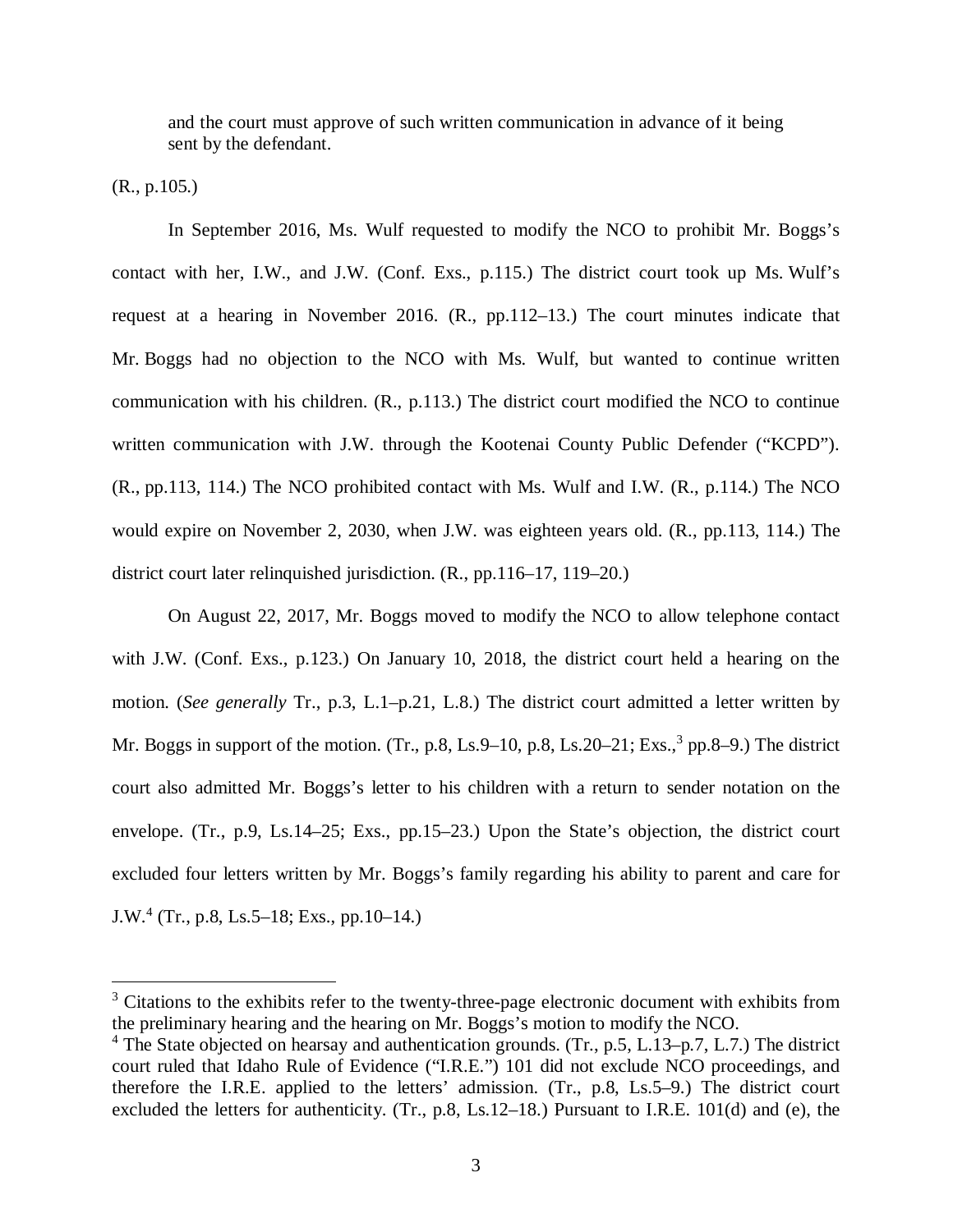> and the court must approve of such written communication in advance of it being sent by the defendant.

(R., p.105.)

In September 2016, Ms. Wulf requested to modify the NCO to prohibit Mr. Boggs's contact with her, I.W., and J.W. (Conf. Exs., p.115.) The district court took up Ms. Wulf's request at a hearing in November 2016. (R., pp.112–13.) The court minutes indicate that Mr. Boggs had no objection to the NCO with Ms. Wulf, but wanted to continue written communication with his children. (R., p.113.) The district court modified the NCO to continue written communication with J.W. through the Kootenai County Public Defender ("KCPD"). (R., pp.113, 114.) The NCO prohibited contact with Ms. Wulf and I.W. (R., p.114.) The NCO would expire on November 2, 2030, when J.W. was eighteen years old. (R., pp.113, 114.) The district court later relinquished jurisdiction. (R., pp.116–17, 119–20.)

On August 22, 2017, Mr. Boggs moved to modify the NCO to allow telephone contact with J.W. (Conf. Exs., p.123.) On January 10, 2018, the district court held a hearing on the motion. (*See generally* Tr., p.3, L.1–p.21, L.8.) The district court admitted a letter written by Mr. Boggs in support of the motion. (Tr., p.8, Ls.9–10, p.8, Ls.20–21; Exs.,[3] pp.8–9.) The district court also admitted Mr. Boggs's letter to his children with a return to sender notation on the envelope. (Tr., p.9, Ls.14–25; Exs., pp.15–23.) Upon the State's objection, the district court excluded four letters written by Mr. Boggs's family regarding his ability to parent and care for J.W.[4] (Tr., p.8, Ls.5–18; Exs., pp.10–14.)

---

[3] Citations to the exhibits refer to the twenty-three-page electronic document with exhibits from the preliminary hearing and the hearing on Mr. Boggs's motion to modify the NCO.

[4] The State objected on hearsay and authentication grounds. (Tr., p.5, L.13–p.7, L.7.) The district court ruled that Idaho Rule of Evidence ("I.R.E.") 101 did not exclude NCO proceedings, and therefore the I.R.E. applied to the letters' admission. (Tr., p.8, Ls.5–9.) The district court excluded the letters for authenticity. (Tr., p.8, Ls.12–18.) Pursuant to I.R.E. 101(d) and (e), the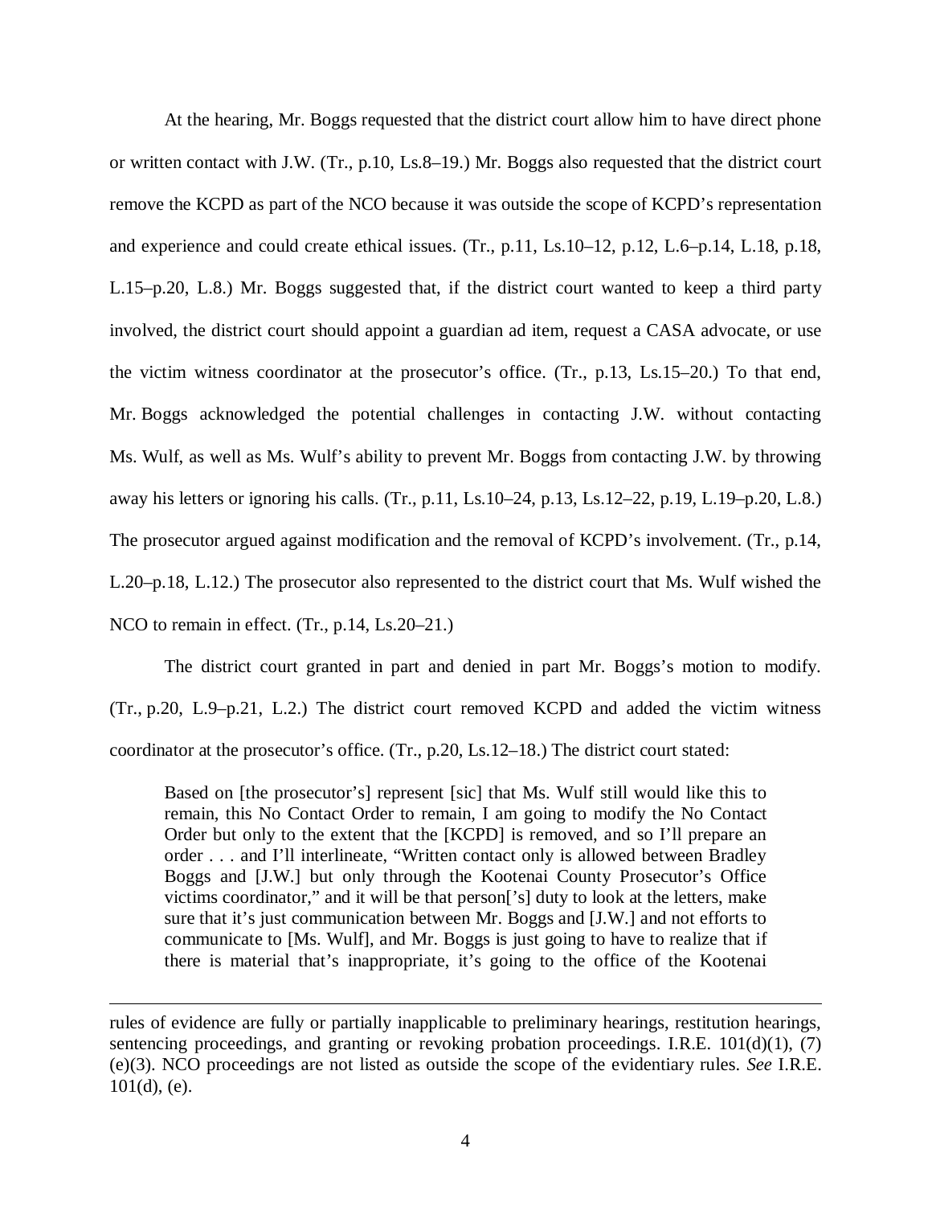At the hearing, Mr. Boggs requested that the district court allow him to have direct phone or written contact with J.W. (Tr., p.10, Ls.8–19.) Mr. Boggs also requested that the district court remove the KCPD as part of the NCO because it was outside the scope of KCPD's representation and experience and could create ethical issues. (Tr., p.11, Ls.10–12, p.12, L.6–p.14, L.18, p.18, L.15–p.20, L.8.) Mr. Boggs suggested that, if the district court wanted to keep a third party involved, the district court should appoint a guardian ad item, request a CASA advocate, or use the victim witness coordinator at the prosecutor's office. (Tr., p.13, Ls.15–20.) To that end, Mr. Boggs acknowledged the potential challenges in contacting J.W. without contacting Ms. Wulf, as well as Ms. Wulf's ability to prevent Mr. Boggs from contacting J.W. by throwing away his letters or ignoring his calls. (Tr., p.11, Ls.10–24, p.13, Ls.12–22, p.19, L.19–p.20, L.8.) The prosecutor argued against modification and the removal of KCPD's involvement. (Tr., p.14, L.20–p.18, L.12.) The prosecutor also represented to the district court that Ms. Wulf wished the NCO to remain in effect. (Tr., p.14, Ls.20–21.)

The district court granted in part and denied in part Mr. Boggs's motion to modify. (Tr., p.20, L.9–p.21, L.2.) The district court removed KCPD and added the victim witness coordinator at the prosecutor's office. (Tr., p.20, Ls.12–18.) The district court stated:

> Based on [the prosecutor's] represent [sic] that Ms. Wulf still would like this to remain, this No Contact Order to remain, I am going to modify the No Contact Order but only to the extent that the [KCPD] is removed, and so I'll prepare an order . . . and I'll interlineate, "Written contact only is allowed between Bradley Boggs and [J.W.] but only through the Kootenai County Prosecutor's Office victims coordinator," and it will be that person['s] duty to look at the letters, make sure that it's just communication between Mr. Boggs and [J.W.] and not efforts to communicate to [Ms. Wulf], and Mr. Boggs is just going to have to realize that if there is material that's inappropriate, it's going to the office of the Kootenai

---

rules of evidence are fully or partially inapplicable to preliminary hearings, restitution hearings, sentencing proceedings, and granting or revoking probation proceedings. I.R.E. 101(d)(1), (7) (e)(3). NCO proceedings are not listed as outside the scope of the evidentiary rules. *See* I.R.E. 101(d), (e).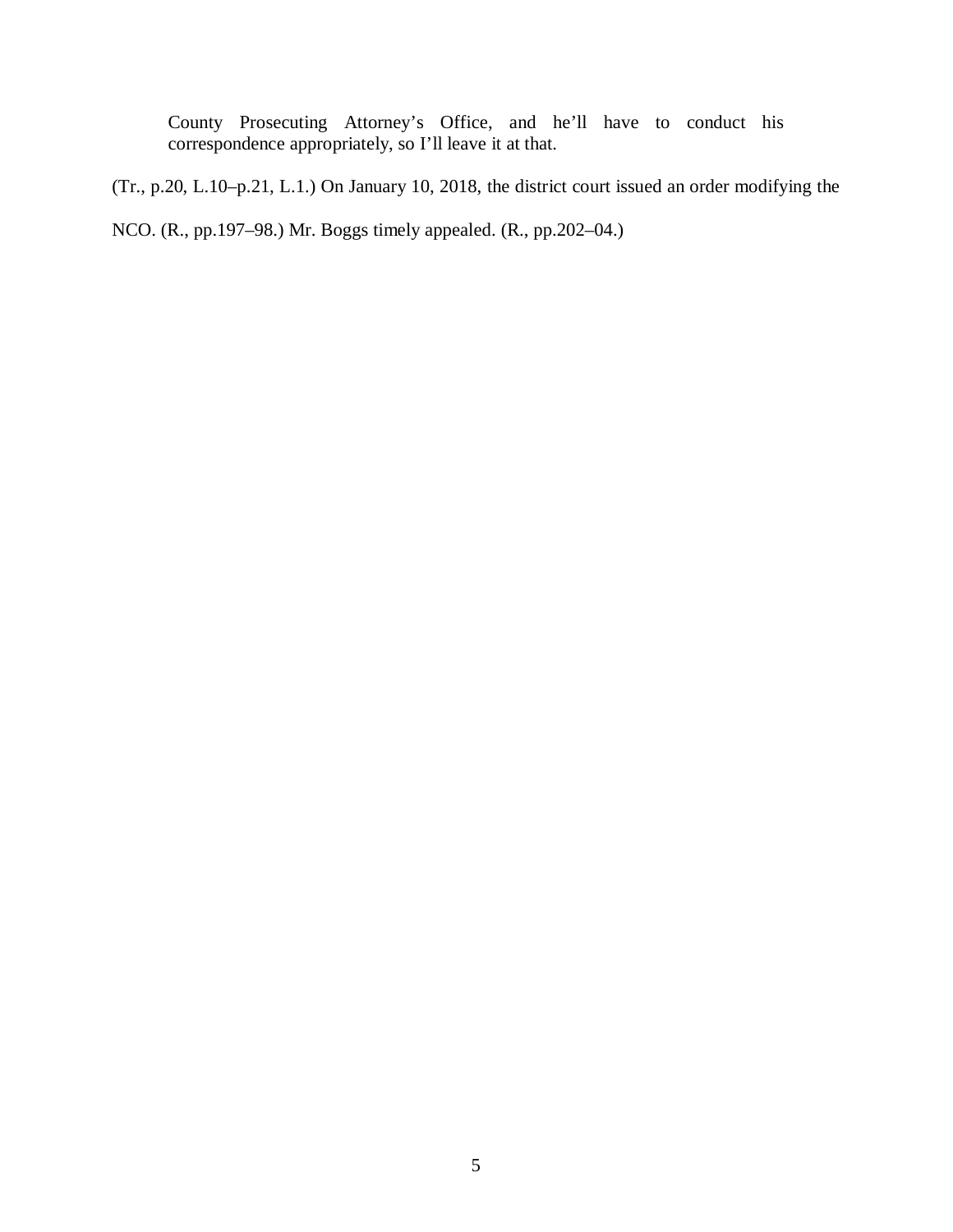> County Prosecuting Attorney's Office, and he'll have to conduct his correspondence appropriately, so I'll leave it at that.

(Tr., p.20, L.10–p.21, L.1.) On January 10, 2018, the district court issued an order modifying the NCO. (R., pp.197–98.) Mr. Boggs timely appealed. (R., pp.202–04.)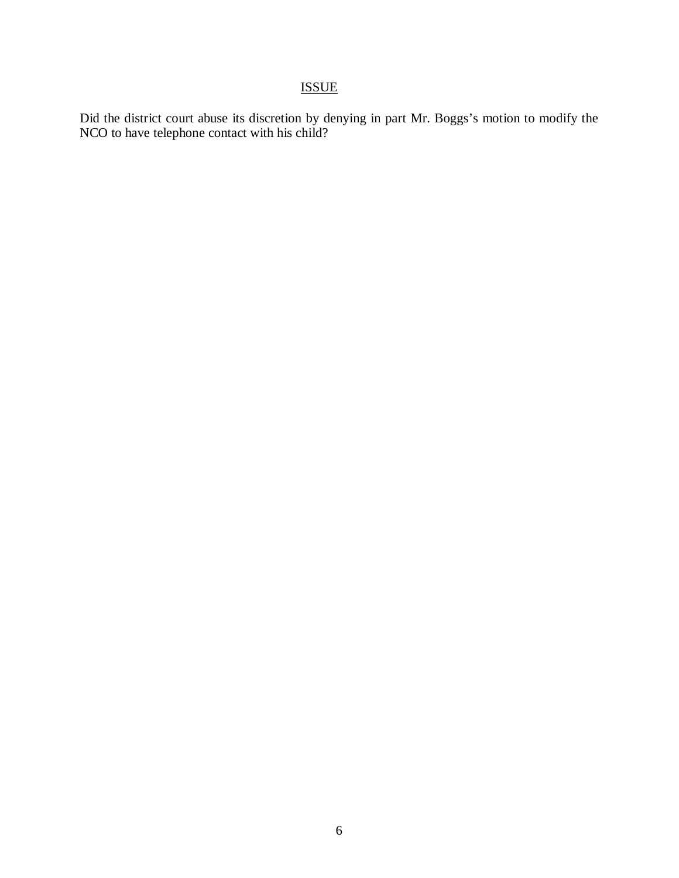## ISSUE

Did the district court abuse its discretion by denying in part Mr. Boggs's motion to modify the NCO to have telephone contact with his child?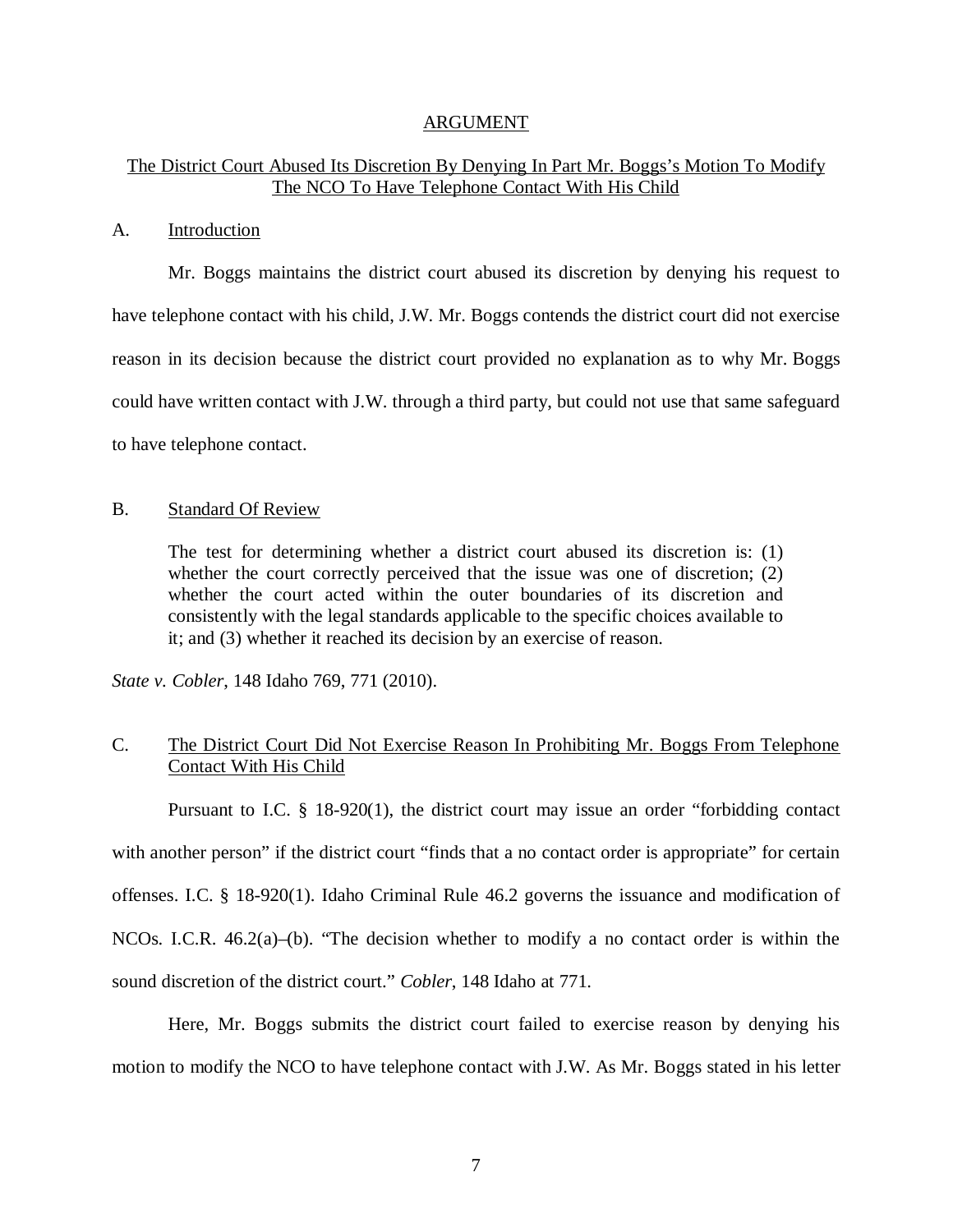# ARGUMENT

## The District Court Abused Its Discretion By Denying In Part Mr. Boggs's Motion To Modify The NCO To Have Telephone Contact With His Child

### A. Introduction

Mr. Boggs maintains the district court abused its discretion by denying his request to have telephone contact with his child, J.W. Mr. Boggs contends the district court did not exercise reason in its decision because the district court provided no explanation as to why Mr. Boggs could have written contact with J.W. through a third party, but could not use that same safeguard to have telephone contact.

### B. Standard Of Review

> The test for determining whether a district court abused its discretion is: (1) whether the court correctly perceived that the issue was one of discretion; (2) whether the court acted within the outer boundaries of its discretion and consistently with the legal standards applicable to the specific choices available to it; and (3) whether it reached its decision by an exercise of reason.

*State v. Cobler*, 148 Idaho 769, 771 (2010).

### C. The District Court Did Not Exercise Reason In Prohibiting Mr. Boggs From Telephone Contact With His Child

Pursuant to I.C. § 18-920(1), the district court may issue an order "forbidding contact with another person" if the district court "finds that a no contact order is appropriate" for certain offenses. I.C. § 18-920(1). Idaho Criminal Rule 46.2 governs the issuance and modification of NCOs. I.C.R. 46.2(a)–(b). "The decision whether to modify a no contact order is within the sound discretion of the district court." *Cobler*, 148 Idaho at 771.

Here, Mr. Boggs submits the district court failed to exercise reason by denying his motion to modify the NCO to have telephone contact with J.W. As Mr. Boggs stated in his letter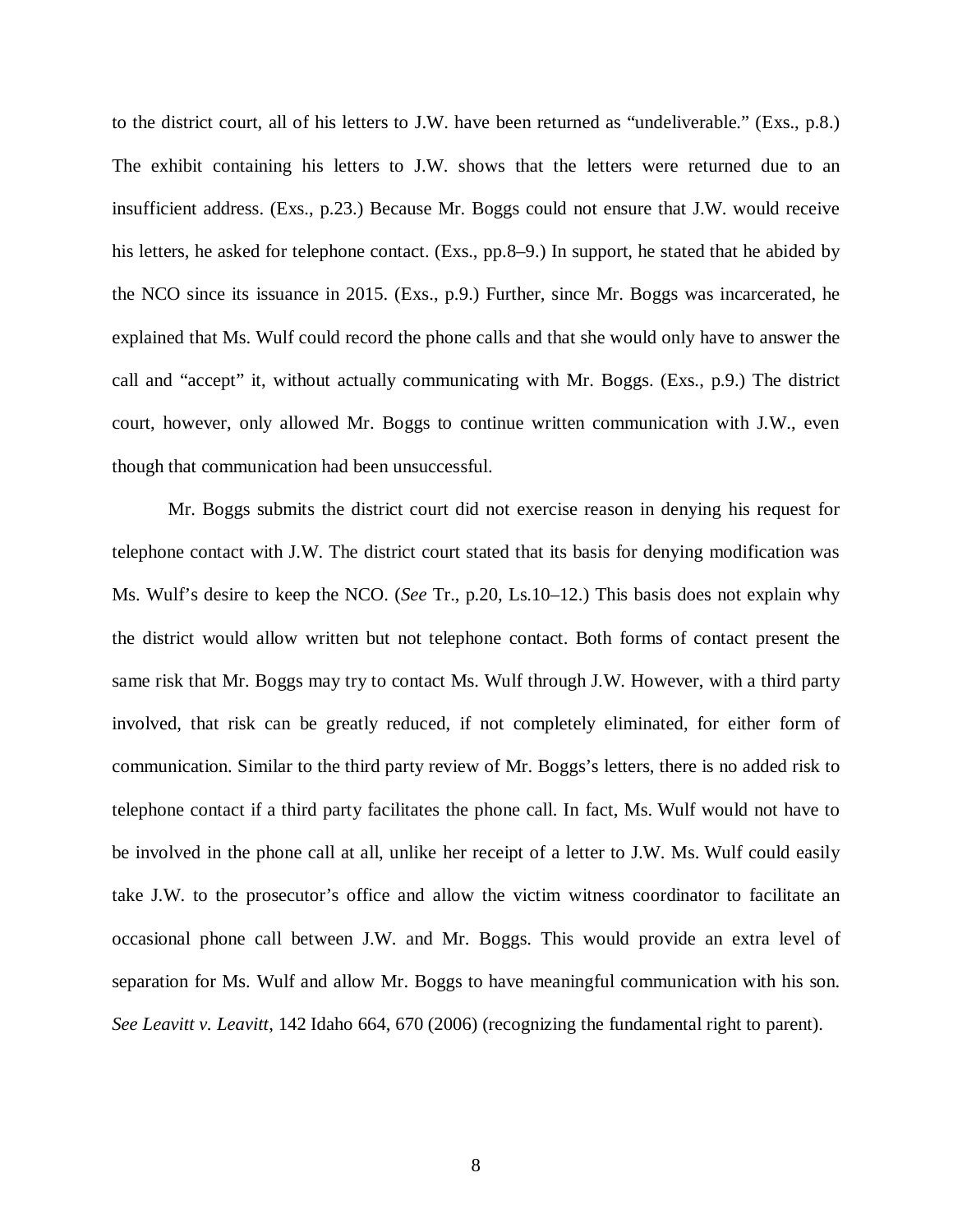to the district court, all of his letters to J.W. have been returned as "undeliverable." (Exs., p.8.) The exhibit containing his letters to J.W. shows that the letters were returned due to an insufficient address. (Exs., p.23.) Because Mr. Boggs could not ensure that J.W. would receive his letters, he asked for telephone contact. (Exs., pp.8–9.) In support, he stated that he abided by the NCO since its issuance in 2015. (Exs., p.9.) Further, since Mr. Boggs was incarcerated, he explained that Ms. Wulf could record the phone calls and that she would only have to answer the call and "accept" it, without actually communicating with Mr. Boggs. (Exs., p.9.) The district court, however, only allowed Mr. Boggs to continue written communication with J.W., even though that communication had been unsuccessful.

Mr. Boggs submits the district court did not exercise reason in denying his request for telephone contact with J.W. The district court stated that its basis for denying modification was Ms. Wulf's desire to keep the NCO. (*See* Tr., p.20, Ls.10–12.) This basis does not explain why the district would allow written but not telephone contact. Both forms of contact present the same risk that Mr. Boggs may try to contact Ms. Wulf through J.W. However, with a third party involved, that risk can be greatly reduced, if not completely eliminated, for either form of communication. Similar to the third party review of Mr. Boggs's letters, there is no added risk to telephone contact if a third party facilitates the phone call. In fact, Ms. Wulf would not have to be involved in the phone call at all, unlike her receipt of a letter to J.W. Ms. Wulf could easily take J.W. to the prosecutor's office and allow the victim witness coordinator to facilitate an occasional phone call between J.W. and Mr. Boggs. This would provide an extra level of separation for Ms. Wulf and allow Mr. Boggs to have meaningful communication with his son. *See Leavitt v. Leavitt*, 142 Idaho 664, 670 (2006) (recognizing the fundamental right to parent).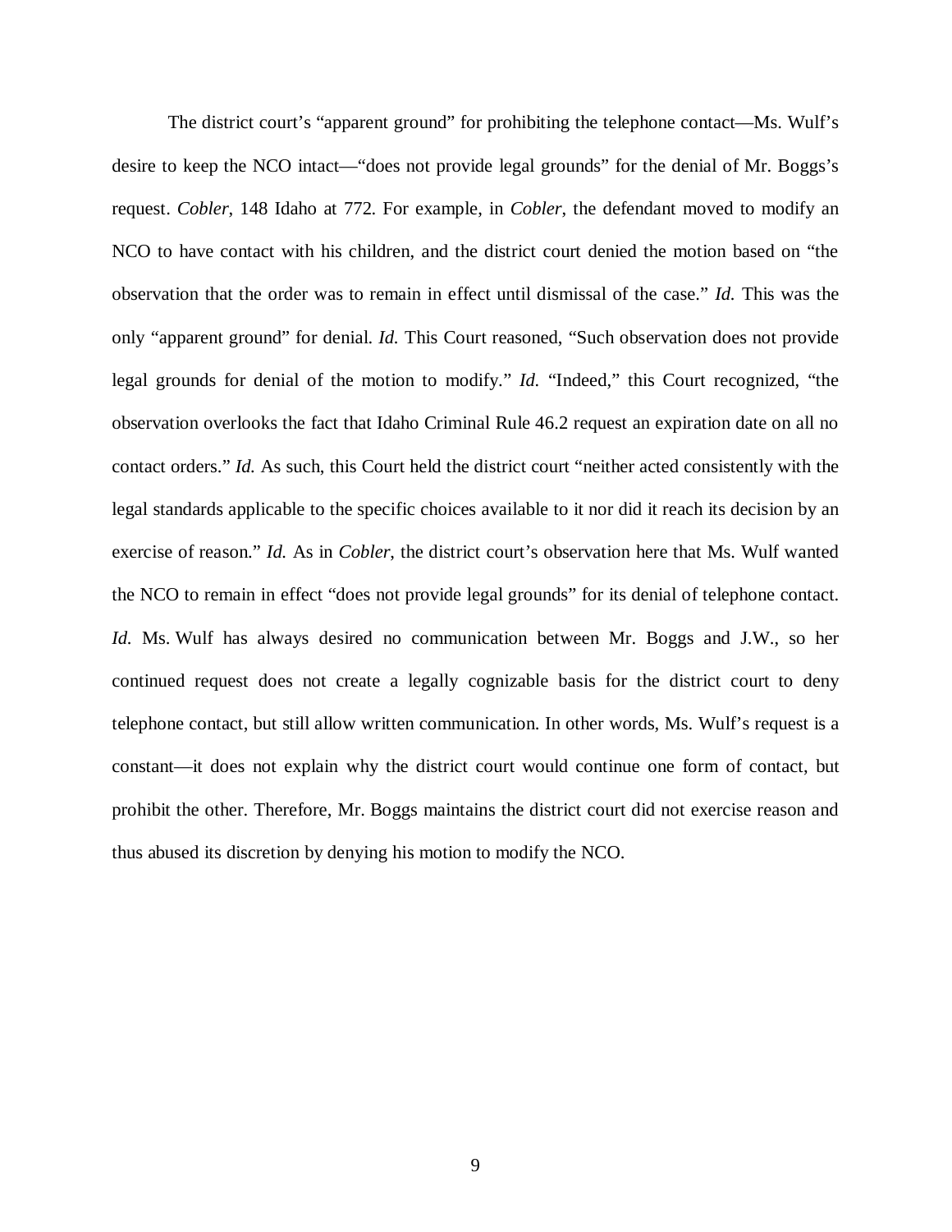The district court's "apparent ground" for prohibiting the telephone contact—Ms. Wulf's desire to keep the NCO intact—"does not provide legal grounds" for the denial of Mr. Boggs's request. *Cobler*, 148 Idaho at 772. For example, in *Cobler*, the defendant moved to modify an NCO to have contact with his children, and the district court denied the motion based on "the observation that the order was to remain in effect until dismissal of the case." *Id.* This was the only "apparent ground" for denial. *Id.* This Court reasoned, "Such observation does not provide legal grounds for denial of the motion to modify." *Id.* "Indeed," this Court recognized, "the observation overlooks the fact that Idaho Criminal Rule 46.2 request an expiration date on all no contact orders." *Id.* As such, this Court held the district court "neither acted consistently with the legal standards applicable to the specific choices available to it nor did it reach its decision by an exercise of reason." *Id.* As in *Cobler*, the district court's observation here that Ms. Wulf wanted the NCO to remain in effect "does not provide legal grounds" for its denial of telephone contact. *Id.* Ms. Wulf has always desired no communication between Mr. Boggs and J.W., so her continued request does not create a legally cognizable basis for the district court to deny telephone contact, but still allow written communication. In other words, Ms. Wulf's request is a constant—it does not explain why the district court would continue one form of contact, but prohibit the other. Therefore, Mr. Boggs maintains the district court did not exercise reason and thus abused its discretion by denying his motion to modify the NCO.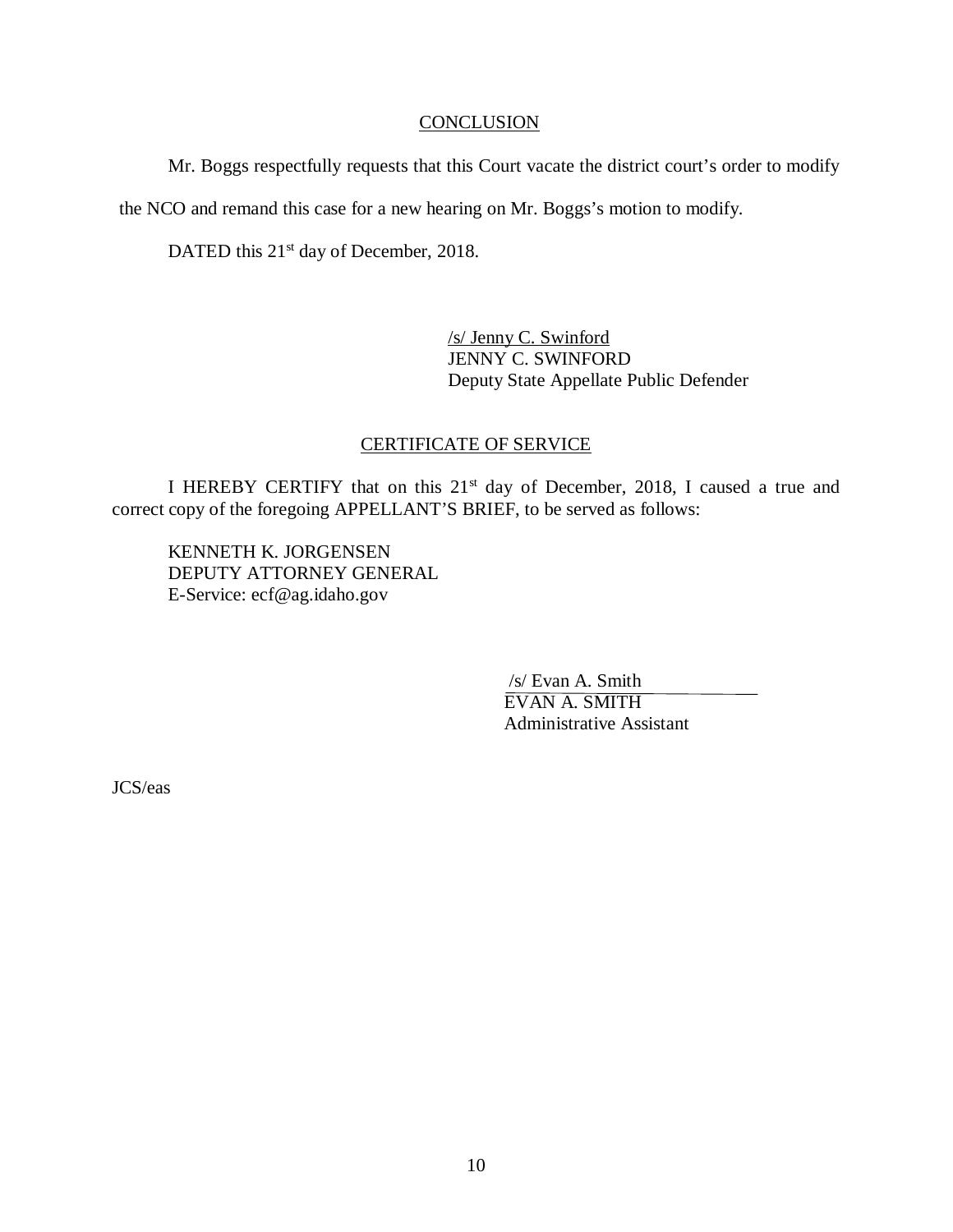## CONCLUSION

Mr. Boggs respectfully requests that this Court vacate the district court's order to modify the NCO and remand this case for a new hearing on Mr. Boggs's motion to modify.

DATED this 21st day of December, 2018.

/s/ Jenny C. Swinford
JENNY C. SWINFORD
Deputy State Appellate Public Defender

## CERTIFICATE OF SERVICE

I HEREBY CERTIFY that on this 21st day of December, 2018, I caused a true and correct copy of the foregoing APPELLANT'S BRIEF, to be served as follows:

KENNETH K. JORGENSEN
DEPUTY ATTORNEY GENERAL
E-Service: ecf@ag.idaho.gov

/s/ Evan A. Smith
EVAN A. SMITH
Administrative Assistant

JCS/eas